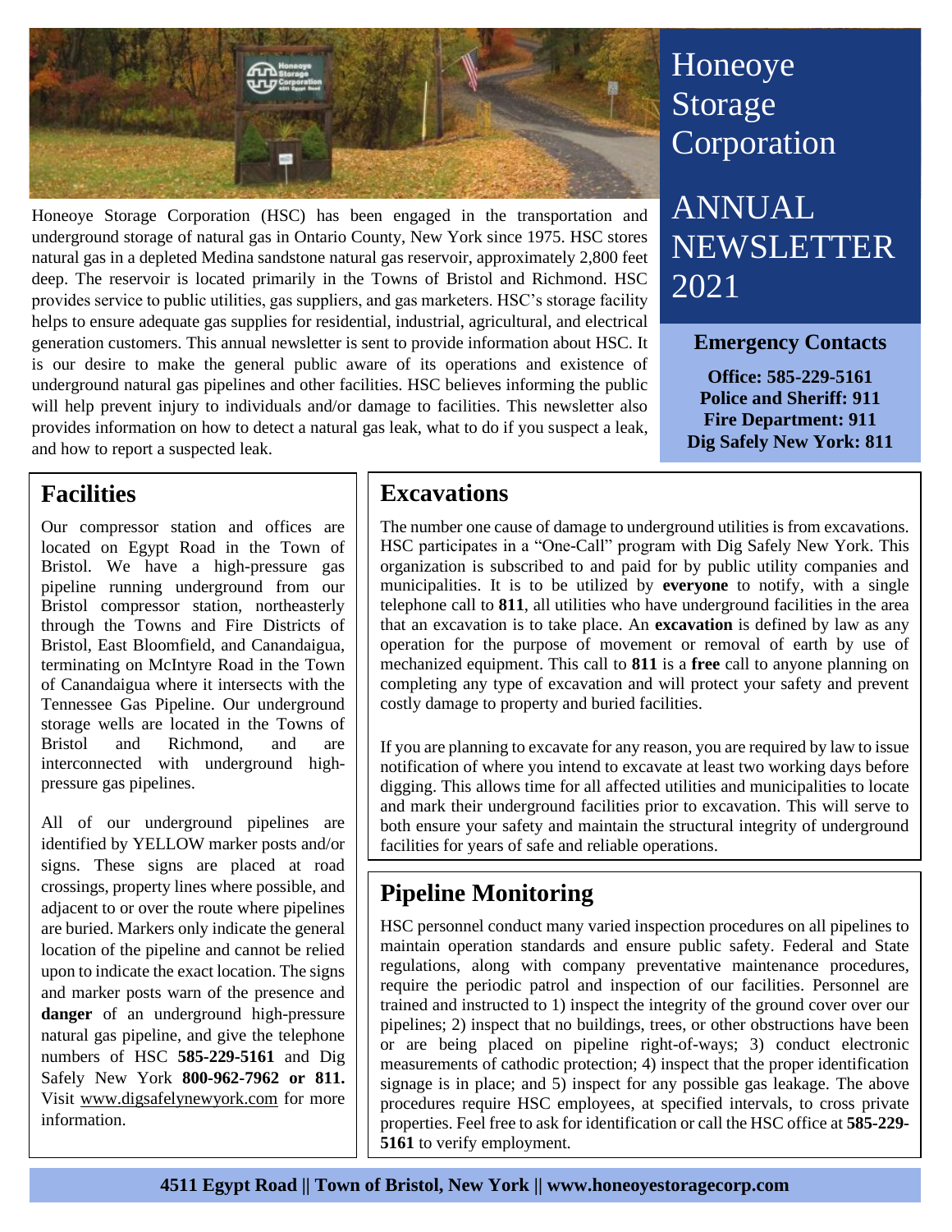# Honeoye Storage Corporation

# ANNUAL NEWSLETTER 2021

Honeoye Storage Corporation (HSC) has been engaged in the transportation and underground storage of natural gas in Ontario County, New York since 1975. HSC stores natural gas in a depleted Medina sandstone natural gas reservoir, approximately 2,800 feet deep. The reservoir is located primarily in the Towns of Bristol and Richmond. HSC provides service to public utilities, gas suppliers, and gas marketers. HSC's storage facility helps to ensure adequate gas supplies for residential, industrial, agricultural, and electrical generation customers. This annual newsletter is sent to provide information about HSC. It is our desire to make the general public aware of its operations and existence of underground natural gas pipelines and other facilities. HSC believes informing the public will help prevent injury to individuals and/or damage to facilities. This newsletter also provides information on how to detect a natural gas leak, what to do if you suspect a leak, and how to report a suspected leak.

### Emergency Contacts

**Office: 585-229-5161**
**Police and Sheriff: 911**
**Fire Department: 911**
**Dig Safely New York: 811**

## Facilities

Our compressor station and offices are located on Egypt Road in the Town of Bristol. We have a high-pressure gas pipeline running underground from our Bristol compressor station, northeasterly through the Towns and Fire Districts of Bristol, East Bloomfield, and Canandaigua, terminating on McIntyre Road in the Town of Canandaigua where it intersects with the Tennessee Gas Pipeline. Our underground storage wells are located in the Towns of Bristol and Richmond, and are interconnected with underground high-pressure gas pipelines.

All of our underground pipelines are identified by YELLOW marker posts and/or signs. These signs are placed at road crossings, property lines where possible, and adjacent to or over the route where pipelines are buried. Markers only indicate the general location of the pipeline and cannot be relied upon to indicate the exact location. The signs and marker posts warn of the presence and **danger** of an underground high-pressure natural gas pipeline, and give the telephone numbers of HSC **585-229-5161** and Dig Safely New York **800-962-7962 or 811.** Visit www.digsafelynewyork.com for more information.

## Excavations

The number one cause of damage to underground utilities is from excavations. HSC participates in a "One-Call" program with Dig Safely New York. This organization is subscribed to and paid for by public utility companies and municipalities. It is to be utilized by **everyone** to notify, with a single telephone call to **811**, all utilities who have underground facilities in the area that an excavation is to take place. An **excavation** is defined by law as any operation for the purpose of movement or removal of earth by use of mechanized equipment. This call to **811** is a **free** call to anyone planning on completing any type of excavation and will protect your safety and prevent costly damage to property and buried facilities.

If you are planning to excavate for any reason, you are required by law to issue notification of where you intend to excavate at least two working days before digging. This allows time for all affected utilities and municipalities to locate and mark their underground facilities prior to excavation. This will serve to both ensure your safety and maintain the structural integrity of underground facilities for years of safe and reliable operations.

## Pipeline Monitoring

HSC personnel conduct many varied inspection procedures on all pipelines to maintain operation standards and ensure public safety. Federal and State regulations, along with company preventative maintenance procedures, require the periodic patrol and inspection of our facilities. Personnel are trained and instructed to 1) inspect the integrity of the ground cover over our pipelines; 2) inspect that no buildings, trees, or other obstructions have been or are being placed on pipeline right-of-ways; 3) conduct electronic measurements of cathodic protection; 4) inspect that the proper identification signage is in place; and 5) inspect for any possible gas leakage. The above procedures require HSC employees, at specified intervals, to cross private properties. Feel free to ask for identification or call the HSC office at **585-229-5161** to verify employment.

**4511 Egypt Road || Town of Bristol, New York || www.honeoyestoragecorp.com**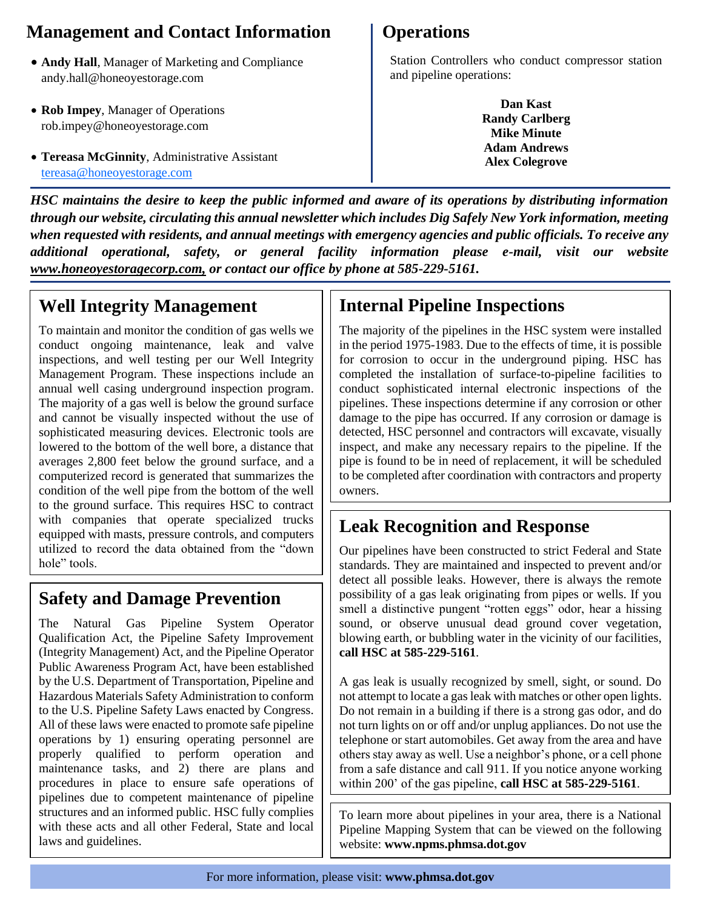## Management and Contact Information

- **Andy Hall**, Manager of Marketing and Compliance
  andy.hall@honeoyestorage.com
- **Rob Impey**, Manager of Operations
  rob.impey@honeoyestorage.com
- **Tereasa McGinnity**, Administrative Assistant
  tereasa@honeoyestorage.com

## Operations

Station Controllers who conduct compressor station and pipeline operations:

**Dan Kast**
**Randy Carlberg**
**Mike Minute**
**Adam Andrews**
**Alex Colegrove**

***HSC maintains the desire to keep the public informed and aware of its operations by distributing information through our website, circulating this annual newsletter which includes Dig Safely New York information, meeting when requested with residents, and annual meetings with emergency agencies and public officials. To receive any additional operational, safety, or general facility information please e-mail, visit our website www.honeoyestoragecorp.com, or contact our office by phone at 585-229-5161.***

## Well Integrity Management

To maintain and monitor the condition of gas wells we conduct ongoing maintenance, leak and valve inspections, and well testing per our Well Integrity Management Program. These inspections include an annual well casing underground inspection program. The majority of a gas well is below the ground surface and cannot be visually inspected without the use of sophisticated measuring devices. Electronic tools are lowered to the bottom of the well bore, a distance that averages 2,800 feet below the ground surface, and a computerized record is generated that summarizes the condition of the well pipe from the bottom of the well to the ground surface. This requires HSC to contract with companies that operate specialized trucks equipped with masts, pressure controls, and computers utilized to record the data obtained from the "down hole" tools.

## Safety and Damage Prevention

The Natural Gas Pipeline System Operator Qualification Act, the Pipeline Safety Improvement (Integrity Management) Act, and the Pipeline Operator Public Awareness Program Act, have been established by the U.S. Department of Transportation, Pipeline and Hazardous Materials Safety Administration to conform to the U.S. Pipeline Safety Laws enacted by Congress. All of these laws were enacted to promote safe pipeline operations by 1) ensuring operating personnel are properly qualified to perform operation and maintenance tasks, and 2) there are plans and procedures in place to ensure safe operations of pipelines due to competent maintenance of pipeline structures and an informed public. HSC fully complies with these acts and all other Federal, State and local laws and guidelines.

## Internal Pipeline Inspections

The majority of the pipelines in the HSC system were installed in the period 1975-1983. Due to the effects of time, it is possible for corrosion to occur in the underground piping. HSC has completed the installation of surface-to-pipeline facilities to conduct sophisticated internal electronic inspections of the pipelines. These inspections determine if any corrosion or other damage to the pipe has occurred. If any corrosion or damage is detected, HSC personnel and contractors will excavate, visually inspect, and make any necessary repairs to the pipeline. If the pipe is found to be in need of replacement, it will be scheduled to be completed after coordination with contractors and property owners.

## Leak Recognition and Response

Our pipelines have been constructed to strict Federal and State standards. They are maintained and inspected to prevent and/or detect all possible leaks. However, there is always the remote possibility of a gas leak originating from pipes or wells. If you smell a distinctive pungent "rotten eggs" odor, hear a hissing sound, or observe unusual dead ground cover vegetation, blowing earth, or bubbling water in the vicinity of our facilities, **call HSC at 585-229-5161**.

A gas leak is usually recognized by smell, sight, or sound. Do not attempt to locate a gas leak with matches or other open lights. Do not remain in a building if there is a strong gas odor, and do not turn lights on or off and/or unplug appliances. Do not use the telephone or start automobiles. Get away from the area and have others stay away as well. Use a neighbor's phone, or a cell phone from a safe distance and call 911. If you notice anyone working within 200' of the gas pipeline, **call HSC at 585-229-5161**.

To learn more about pipelines in your area, there is a National Pipeline Mapping System that can be viewed on the following website: **www.npms.phmsa.dot.gov**

For more information, please visit: **www.phmsa.dot.gov**